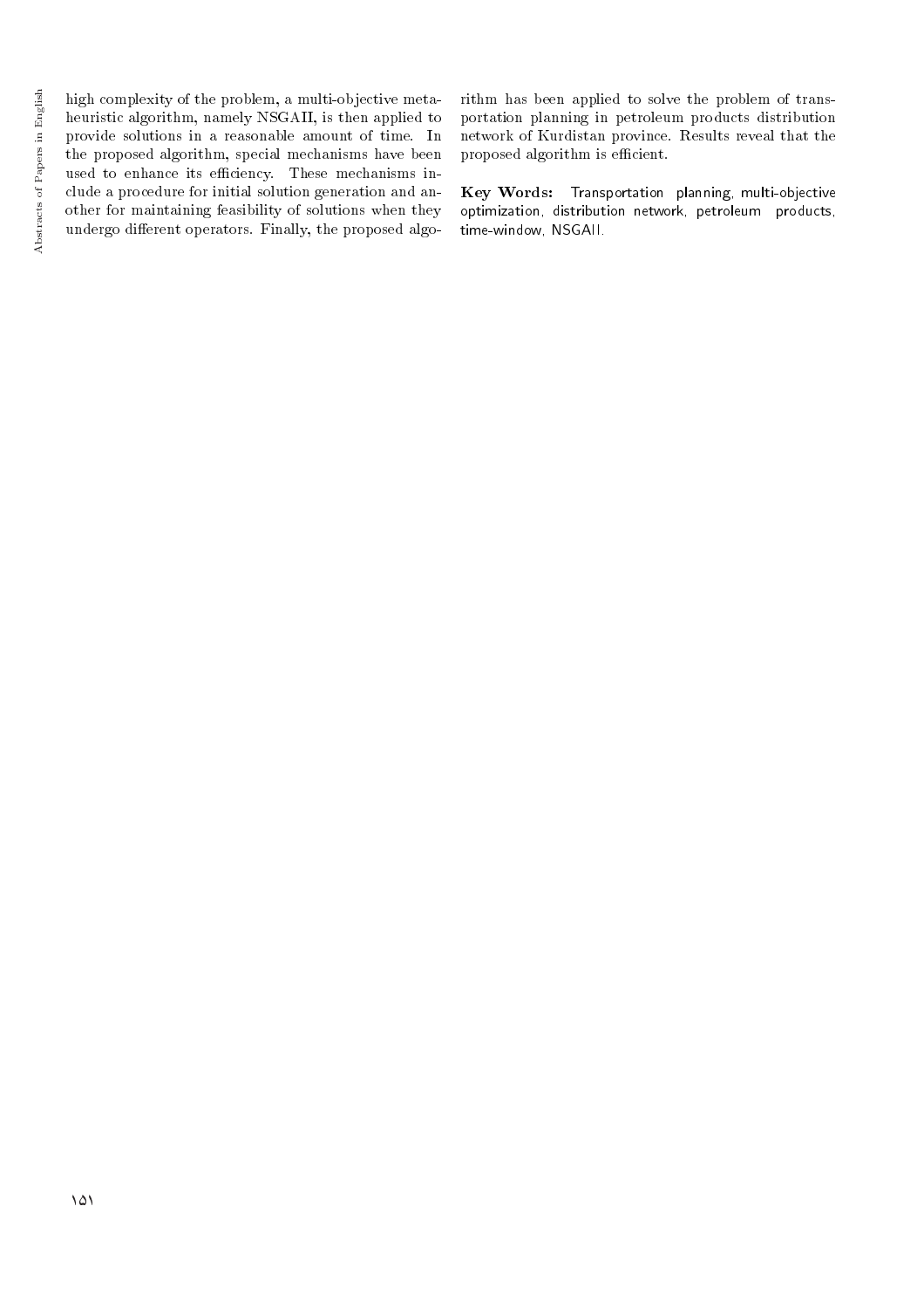high complexity of the problem, a multi-objective metaheuristic algorithm, namely NSGAII, is then applied to provide solutions in a reasonable amount of time. In the proposed algorithm, special mechanisms have been used to enhance its efficiency. These mechanisms include a procedure for initial solution generation and another for maintaining feasibility of solutions when they undergo different operators. Finally, the proposed algorithm has been applied to solve the problem of transportation planning in petroleum products distribution network of Kurdistan province. Results reveal that the proposed algorithm is efficient.

**Key Words:** Transportation planning, multi-objective optimization, distribution network, petroleum products, time-window, NSGAII.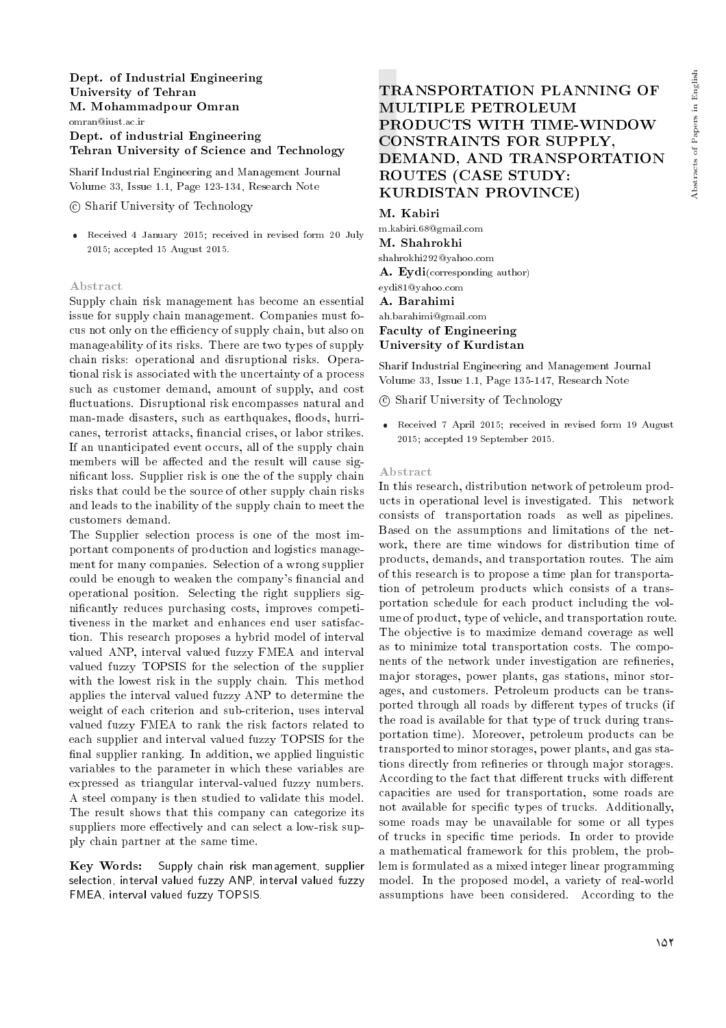Dept. of Industrial Engineering
University of Tehran
**M. Mohammadpour Omran**
omran@iust.ac.ir
**Dept. of industrial Engineering**
**Tehran University of Science and Technology**

Sharif Industrial Engineering and Management Journal
Volume 33, Issue 1.1, Page 123-134, Research Note

© Sharif University of Technology

- Received 4 January 2015; received in revised form 20 July 2015; accepted 15 August 2015.

### Abstract

Supply chain risk management has become an essential issue for supply chain management. Companies must focus not only on the efficiency of supply chain, but also on manageability of its risks. There are two types of supply chain risks: operational and disruptional risks. Operational risk is associated with the uncertainty of a process such as customer demand, amount of supply, and cost fluctuations. Disruptional risk encompasses natural and man-made disasters, such as earthquakes, floods, hurricanes, terrorist attacks, financial crises, or labor strikes. If an unanticipated event occurs, all of the supply chain members will be affected and the result will cause significant loss. Supplier risk is one the of the supply chain risks that could be the source of other supply chain risks and leads to the inability of the supply chain to meet the customers demand.

The Supplier selection process is one of the most important components of production and logistics management for many companies. Selection of a wrong supplier could be enough to weaken the company's financial and operational position. Selecting the right suppliers significantly reduces purchasing costs, improves competitiveness in the market and enhances end user satisfaction. This research proposes a hybrid model of interval valued ANP, interval valued fuzzy FMEA and interval valued fuzzy TOPSIS for the selection of the supplier with the lowest risk in the supply chain. This method applies the interval valued fuzzy ANP to determine the weight of each criterion and sub-criterion, uses interval valued fuzzy FMEA to rank the risk factors related to each supplier and interval valued fuzzy TOPSIS for the final supplier ranking. In addition, we applied linguistic variables to the parameter in which these variables are expressed as triangular interval-valued fuzzy numbers. A steel company is then studied to validate this model. The result shows that this company can categorize its suppliers more effectively and can select a low-risk supply chain partner at the same time.

**Key Words:** Supply chain risk management, supplier selection, interval valued fuzzy ANP, interval valued fuzzy FMEA, interval valued fuzzy TOPSIS.

## TRANSPORTATION PLANNING OF MULTIPLE PETROLEUM PRODUCTS WITH TIME-WINDOW CONSTRAINTS FOR SUPPLY, DEMAND, AND TRANSPORTATION ROUTES (CASE STUDY: KURDISTAN PROVINCE)

**M. Kabiri**
m.kabiri.68@gmail.com
**M. Shahrokhi**
shahrokhi292@yahoo.com
**A. Eydi**(corresponding author)
eydi81@yahoo.com
**A. Barahimi**
ah.barahimi@gmail.com
**Faculty of Engineering**
**University of Kurdistan**

Sharif Industrial Engineering and Management Journal
Volume 33, Issue 1.1, Page 135-147, Research Note

© Sharif University of Technology

- Received 7 April 2015; received in revised form 19 August 2015; accepted 19 September 2015.

### Abstract

In this research, distribution network of petroleum products in operational level is investigated. This network consists of transportation roads as well as pipelines. Based on the assumptions and limitations of the network, there are time windows for distribution time of products, demands, and transportation routes. The aim of this research is to propose a time plan for transportation of petroleum products which consists of a transportation schedule for each product including the volume of product, type of vehicle, and transportation route. The objective is to maximize demand coverage as well as to minimize total transportation costs. The components of the network under investigation are refineries, major storages, power plants, gas stations, minor storages, and customers. Petroleum products can be transported through all roads by different types of trucks (if the road is available for that type of truck during transportation time). Moreover, petroleum products can be transported to minor storages, power plants, and gas stations directly from refineries or through major storages. According to the fact that different trucks with different capacities are used for transportation, some roads are not available for specific types of trucks. Additionally, some roads may be unavailable for some or all types of trucks in specific time periods. In order to provide a mathematical framework for this problem, the problem is formulated as a mixed integer linear programming model. In the proposed model, a variety of real-world assumptions have been considered. According to the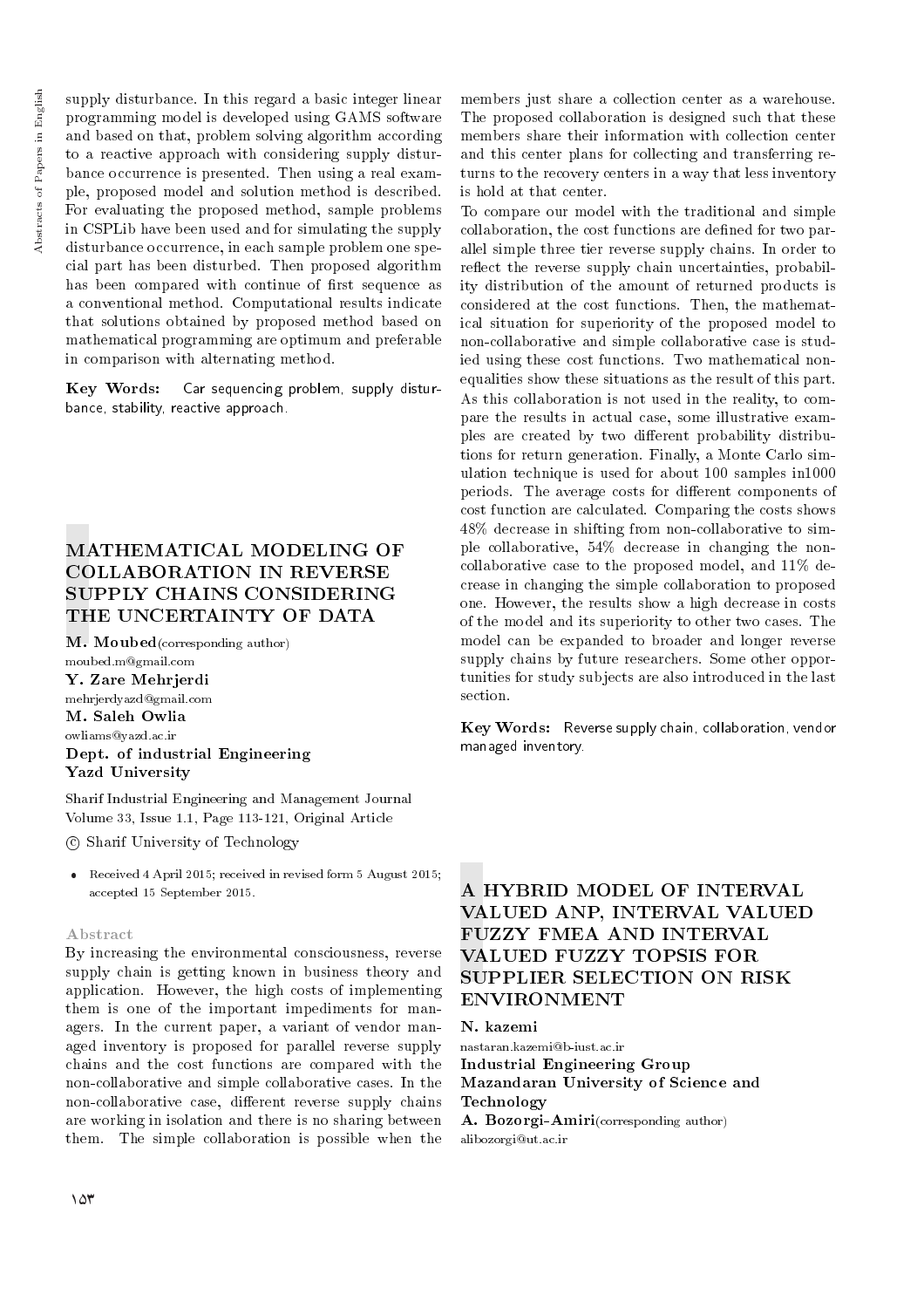supply disturbance. In this regard a basic integer linear programming model is developed using GAMS software and based on that, problem solving algorithm according to a reactive approach with considering supply disturbance occurrence is presented. Then using a real example, proposed model and solution method is described. For evaluating the proposed method, sample problems in CSPLib have been used and for simulating the supply disturbance occurrence, in each sample problem one special part has been disturbed. Then proposed algorithm has been compared with continue of first sequence as a conventional method. Computational results indicate that solutions obtained by proposed method based on mathematical programming are optimum and preferable in comparison with alternating method.

**Key Words:** Car sequencing problem, supply disturbance, stability, reactive approach.

## MATHEMATICAL MODELING OF COLLABORATION IN REVERSE SUPPLY CHAINS CONSIDERING THE UNCERTAINTY OF DATA

**M. Moubed**(corresponding author)
moubed.m@gmail.com
**Y. Zare Mehrjerdi**
mehrjerdyazd@gmail.com
**M. Saleh Owlia**
owliams@yazd.ac.ir
**Dept. of industrial Engineering**
**Yazd University**

Sharif Industrial Engineering and Management Journal
Volume 33, Issue 1.1, Page 113-121, Original Article

© Sharif University of Technology

- Received 4 April 2015; received in revised form 5 August 2015; accepted 15 September 2015.

### Abstract

By increasing the environmental consciousness, reverse supply chain is getting known in business theory and application. However, the high costs of implementing them is one of the important impediments for managers. In the current paper, a variant of vendor managed inventory is proposed for parallel reverse supply chains and the cost functions are compared with the non-collaborative and simple collaborative cases. In the non-collaborative case, different reverse supply chains are working in isolation and there is no sharing between them. The simple collaboration is possible when the members just share a collection center as a warehouse. The proposed collaboration is designed such that these members share their information with collection center and this center plans for collecting and transferring returns to the recovery centers in a way that less inventory is hold at that center.

To compare our model with the traditional and simple collaboration, the cost functions are defined for two parallel simple three tier reverse supply chains. In order to reflect the reverse supply chain uncertainties, probability distribution of the amount of returned products is considered at the cost functions. Then, the mathematical situation for superiority of the proposed model to non-collaborative and simple collaborative case is studied using these cost functions. Two mathematical non-equalities show these situations as the result of this part. As this collaboration is not used in the reality, to compare the results in actual case, some illustrative examples are created by two different probability distributions for return generation. Finally, a Monte Carlo simulation technique is used for about 100 samples in1000 periods. The average costs for different components of cost function are calculated. Comparing the costs shows 48% decrease in shifting from non-collaborative to simple collaborative, 54% decrease in changing the non-collaborative case to the proposed model, and 11% decrease in changing the simple collaboration to proposed one. However, the results show a high decrease in costs of the model and its superiority to other two cases. The model can be expanded to broader and longer reverse supply chains by future researchers. Some other opportunities for study subjects are also introduced in the last section.

**Key Words:** Reverse supply chain, collaboration, vendor managed inventory.

## A HYBRID MODEL OF INTERVAL VALUED ANP, INTERVAL VALUED FUZZY FMEA AND INTERVAL VALUED FUZZY TOPSIS FOR SUPPLIER SELECTION ON RISK ENVIRONMENT

**N. kazemi**
nastaran.kazemi@b-iust.ac.ir
**Industrial Engineering Group**
**Mazandaran University of Science and Technology**
**A. Bozorgi-Amiri**(corresponding author)
alibozorgi@ut.ac.ir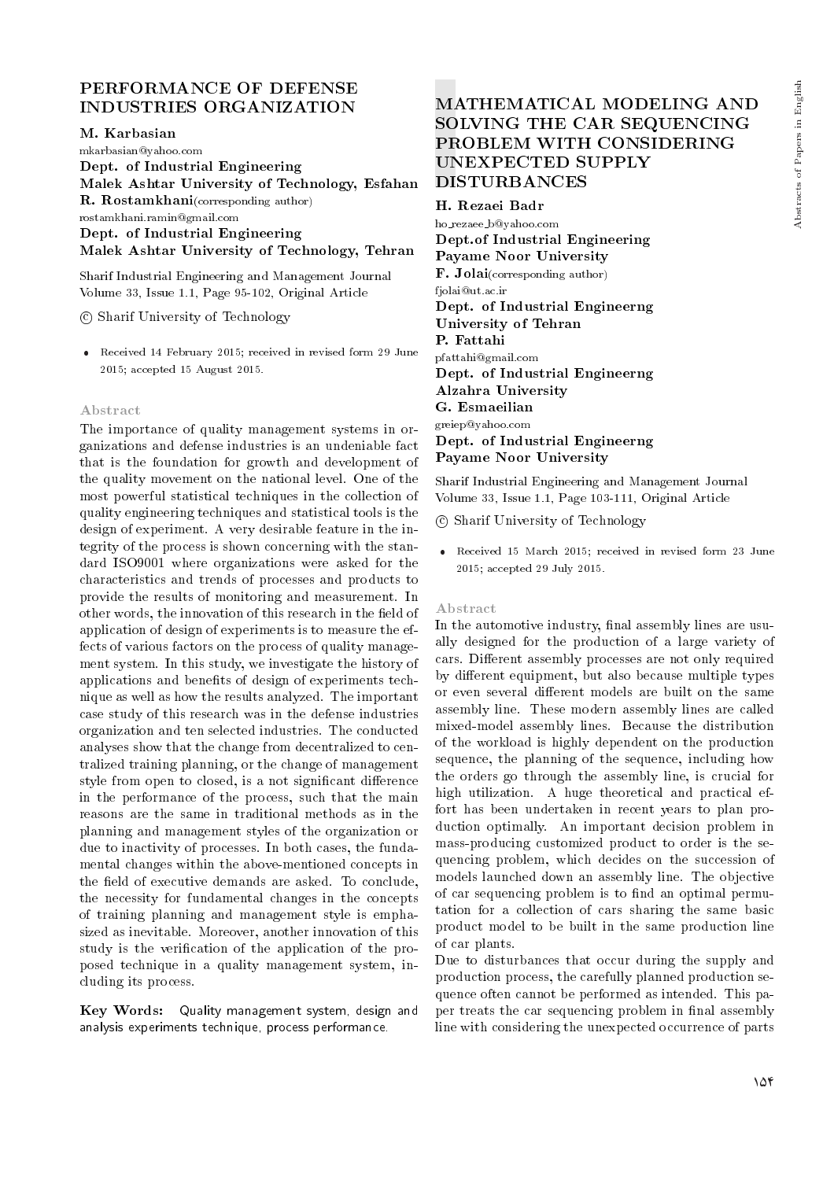# PERFORMANCE OF DEFENSE INDUSTRIES ORGANIZATION

**M. Karbasian**
mkarbasian@yahoo.com
**Dept. of Industrial Engineering**
**Malek Ashtar University of Technology, Esfahan**
**R. Rostamkhani**(corresponding author)
rostamkhani.ramin@gmail.com
**Dept. of Industrial Engineering**
**Malek Ashtar University of Technology, Tehran**

Sharif Industrial Engineering and Management Journal
Volume 33, Issue 1.1, Page 95-102, Original Article

© Sharif University of Technology

- Received 14 February 2015; received in revised form 29 June 2015; accepted 15 August 2015.

### Abstract

The importance of quality management systems in organizations and defense industries is an undeniable fact that is the foundation for growth and development of the quality movement on the national level. One of the most powerful statistical techniques in the collection of quality engineering techniques and statistical tools is the design of experiment. A very desirable feature in the integrity of the process is shown concerning with the standard ISO9001 where organizations were asked for the characteristics and trends of processes and products to provide the results of monitoring and measurement. In other words, the innovation of this research in the field of application of design of experiments is to measure the effects of various factors on the process of quality management system. In this study, we investigate the history of applications and benefits of design of experiments technique as well as how the results analyzed. The important case study of this research was in the defense industries organization and ten selected industries. The conducted analyses show that the change from decentralized to centralized training planning, or the change of management style from open to closed, is a not significant difference in the performance of the process, such that the main reasons are the same in traditional methods as in the planning and management styles of the organization or due to inactivity of processes. In both cases, the fundamental changes within the above-mentioned concepts in the field of executive demands are asked. To conclude, the necessity for fundamental changes in the concepts of training planning and management style is emphasized as inevitable. Moreover, another innovation of this study is the verification of the application of the proposed technique in a quality management system, including its process.

**Key Words:** Quality management system, design and analysis experiments technique, process performance.

# MATHEMATICAL MODELING AND SOLVING THE CAR SEQUENCING PROBLEM WITH CONSIDERING UNEXPECTED SUPPLY DISTURBANCES

**H. Rezaei Badr**
ho_rezaee_b@yahoo.com
**Dept.of Industrial Engineering**
**Payame Noor University**
**F. Jolai**(corresponding author)
fjolai@ut.ac.ir
**Dept. of Industrial Engineerng**
**University of Tehran**
**P. Fattahi**
pfattahi@gmail.com
**Dept. of Industrial Engineerng**
**Alzahra University**
**G. Esmaeilian**
greiep@yahoo.com
**Dept. of Industrial Engineerng**
**Payame Noor University**

Sharif Industrial Engineering and Management Journal
Volume 33, Issue 1.1, Page 103-111, Original Article

© Sharif University of Technology

- Received 15 March 2015; received in revised form 23 June 2015; accepted 29 July 2015.

### Abstract

In the automotive industry, final assembly lines are usually designed for the production of a large variety of cars. Different assembly processes are not only required by different equipment, but also because multiple types or even several different models are built on the same assembly line. These modern assembly lines are called mixed-model assembly lines. Because the distribution of the workload is highly dependent on the production sequence, the planning of the sequence, including how the orders go through the assembly line, is crucial for high utilization. A huge theoretical and practical effort has been undertaken in recent years to plan production optimally. An important decision problem in mass-producing customized product to order is the sequencing problem, which decides on the succession of models launched down an assembly line. The objective of car sequencing problem is to find an optimal permutation for a collection of cars sharing the same basic product model to be built in the same production line of car plants.

Due to disturbances that occur during the supply and production process, the carefully planned production sequence often cannot be performed as intended. This paper treats the car sequencing problem in final assembly line with considering the unexpected occurrence of parts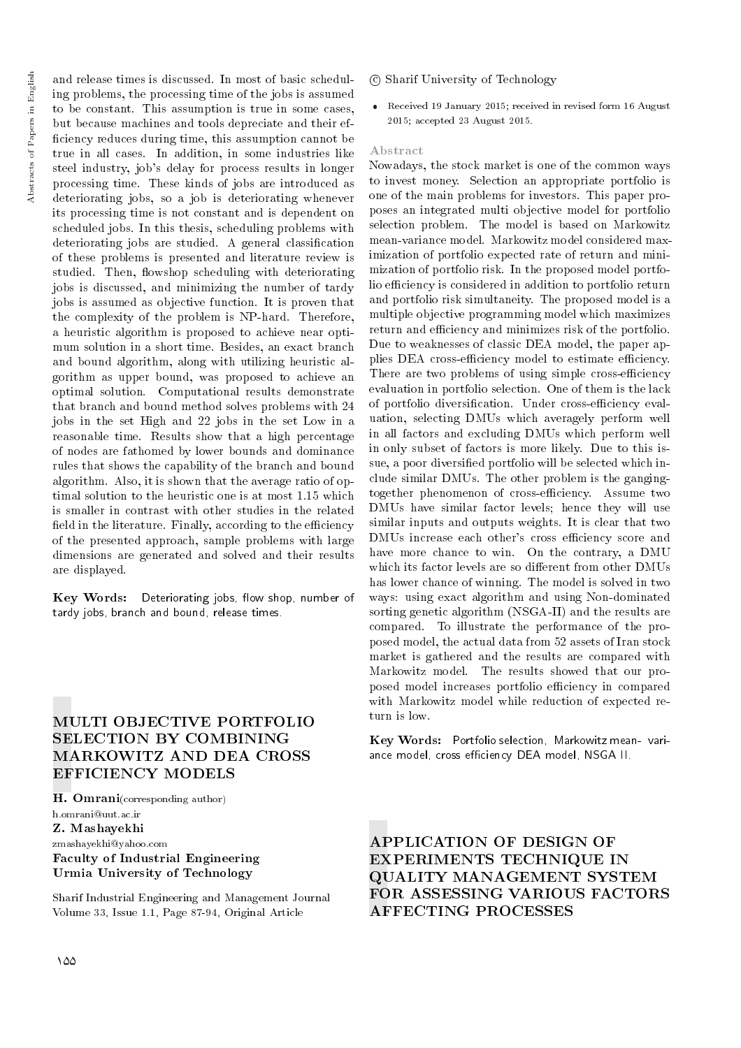and release times is discussed. In most of basic scheduling problems, the processing time of the jobs is assumed to be constant. This assumption is true in some cases, but because machines and tools depreciate and their efficiency reduces during time, this assumption cannot be true in all cases. In addition, in some industries like steel industry, job's delay for process results in longer processing time. These kinds of jobs are introduced as deteriorating jobs, so a job is deteriorating whenever its processing time is not constant and is dependent on scheduled jobs. In this thesis, scheduling problems with deteriorating jobs are studied. A general classification of these problems is presented and literature review is studied. Then, flowshop scheduling with deteriorating jobs is discussed, and minimizing the number of tardy jobs is assumed as objective function. It is proven that the complexity of the problem is NP-hard. Therefore, a heuristic algorithm is proposed to achieve near optimum solution in a short time. Besides, an exact branch and bound algorithm, along with utilizing heuristic algorithm as upper bound, was proposed to achieve an optimal solution. Computational results demonstrate that branch and bound method solves problems with 24 jobs in the set High and 22 jobs in the set Low in a reasonable time. Results show that a high percentage of nodes are fathomed by lower bounds and dominance rules that shows the capability of the branch and bound algorithm. Also, it is shown that the average ratio of optimal solution to the heuristic one is at most 1.15 which is smaller in contrast with other studies in the related field in the literature. Finally, according to the efficiency of the presented approach, sample problems with large dimensions are generated and solved and their results are displayed.

**Key Words:** Deteriorating jobs, flow shop, number of tardy jobs, branch and bound, release times.

## MULTI OBJECTIVE PORTFOLIO SELECTION BY COMBINING MARKOWITZ AND DEA CROSS EFFICIENCY MODELS

**H. Omrani**(corresponding author)
h.omrani@uut.ac.ir
**Z. Mashayekhi**
zmashayekhi@yahoo.com
**Faculty of Industrial Engineering**
**Urmia University of Technology**

Sharif Industrial Engineering and Management Journal
Volume 33, Issue 1.1, Page 87-94, Original Article

© Sharif University of Technology

- Received 19 January 2015; received in revised form 16 August 2015; accepted 23 August 2015.

### Abstract

Nowadays, the stock market is one of the common ways to invest money. Selection an appropriate portfolio is one of the main problems for investors. This paper proposes an integrated multi objective model for portfolio selection problem. The model is based on Markowitz mean-variance model. Markowitz model considered maximization of portfolio expected rate of return and minimization of portfolio risk. In the proposed model portfolio efficiency is considered in addition to portfolio return and portfolio risk simultaneity. The proposed model is a multiple objective programming model which maximizes return and efficiency and minimizes risk of the portfolio. Due to weaknesses of classic DEA model, the paper applies DEA cross-efficiency model to estimate efficiency. There are two problems of using simple cross-efficiency evaluation in portfolio selection. One of them is the lack of portfolio diversification. Under cross-efficiency evaluation, selecting DMUs which averagely perform well in all factors and excluding DMUs which perform well in only subset of factors is more likely. Due to this issue, a poor diversified portfolio will be selected which include similar DMUs. The other problem is the ganging-together phenomenon of cross-efficiency. Assume two DMUs have similar factor levels; hence they will use similar inputs and outputs weights. It is clear that two DMUs increase each other's cross efficiency score and have more chance to win. On the contrary, a DMU which its factor levels are so different from other DMUs has lower chance of winning. The model is solved in two ways: using exact algorithm and using Non-dominated sorting genetic algorithm (NSGA-II) and the results are compared. To illustrate the performance of the proposed model, the actual data from 52 assets of Iran stock market is gathered and the results are compared with Markowitz model. The results showed that our proposed model increases portfolio efficiency in compared with Markowitz model while reduction of expected return is low.

**Key Words:** Portfolio selection, Markowitz mean- variance model, cross efficiency DEA model, NSGA II.

## APPLICATION OF DESIGN OF EXPERIMENTS TECHNIQUE IN QUALITY MANAGEMENT SYSTEM FOR ASSESSING VARIOUS FACTORS AFFECTING PROCESSES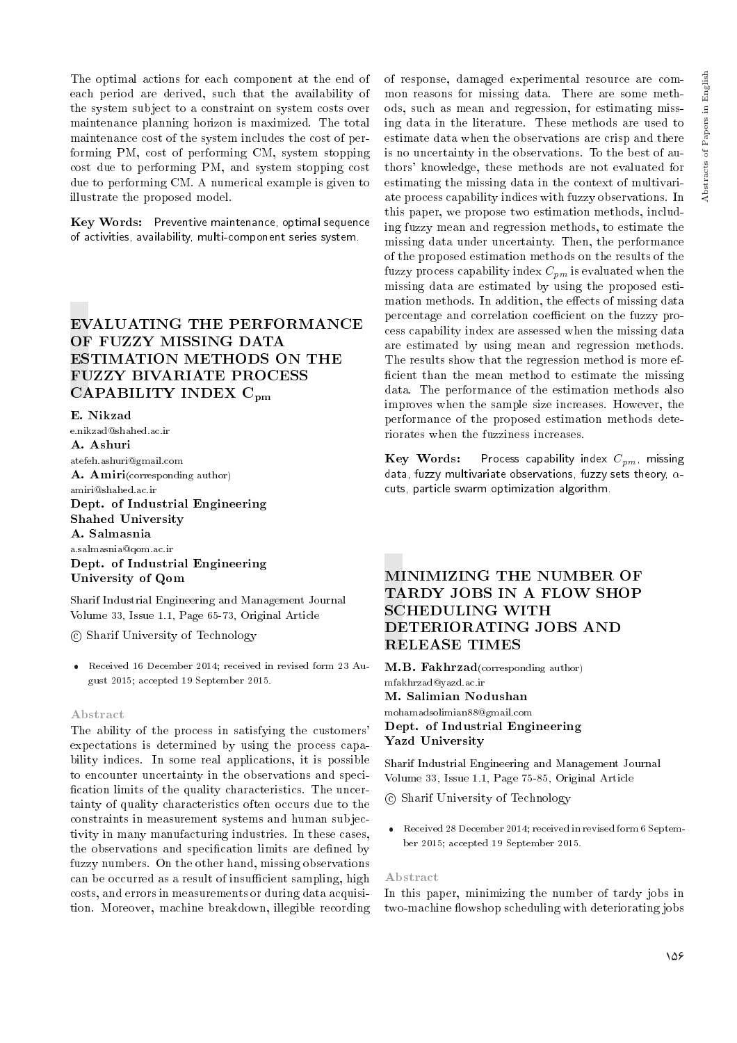The optimal actions for each component at the end of each period are derived, such that the availability of the system subject to a constraint on system costs over maintenance planning horizon is maximized. The total maintenance cost of the system includes the cost of performing PM, cost of performing CM, system stopping cost due to performing PM, and system stopping cost due to performing CM. A numerical example is given to illustrate the proposed model.

**Key Words:** Preventive maintenance, optimal sequence of activities, availability, multi-component series system.

## EVALUATING THE PERFORMANCE OF FUZZY MISSING DATA ESTIMATION METHODS ON THE FUZZY BIVARIATE PROCESS CAPABILITY INDEX $C_{pm}$

**E. Nikzad**
e.nikzad@shahed.ac.ir
**A. Ashuri**
atefeh.ashuri@gmail.com
**A. Amiri**(corresponding author)
amiri@shahed.ac.ir
**Dept. of Industrial Engineering**
**Shahed University**
**A. Salmasnia**
a.salmasnia@qom.ac.ir
**Dept. of Industrial Engineering**
**University of Qom**

Sharif Industrial Engineering and Management Journal
Volume 33, Issue 1.1, Page 65-73, Original Article

© Sharif University of Technology

- Received 16 December 2014; received in revised form 23 August 2015; accepted 19 September 2015.

### Abstract

The ability of the process in satisfying the customers' expectations is determined by using the process capability indices. In some real applications, it is possible to encounter uncertainty in the observations and specification limits of the quality characteristics. The uncertainty of quality characteristics often occurs due to the constraints in measurement systems and human subjectivity in many manufacturing industries. In these cases, the observations and specification limits are defined by fuzzy numbers. On the other hand, missing observations can be occurred as a result of insufficient sampling, high costs, and errors in measurements or during data acquisition. Moreover, machine breakdown, illegible recording of response, damaged experimental resource are common reasons for missing data. There are some methods, such as mean and regression, for estimating missing data in the literature. These methods are used to estimate data when the observations are crisp and there is no uncertainty in the observations. To the best of authors' knowledge, these methods are not evaluated for estimating the missing data in the context of multivariate process capability indices with fuzzy observations. In this paper, we propose two estimation methods, including fuzzy mean and regression methods, to estimate the missing data under uncertainty. Then, the performance of the proposed estimation methods on the results of the fuzzy process capability index $C_{pm}$ is evaluated when the missing data are estimated by using the proposed estimation methods. In addition, the effects of missing data percentage and correlation coefficient on the fuzzy process capability index are assessed when the missing data are estimated by using mean and regression methods. The results show that the regression method is more efficient than the mean method to estimate the missing data. The performance of the estimation methods also improves when the sample size increases. However, the performance of the proposed estimation methods deteriorates when the fuzziness increases.

**Key Words:** Process capability index $C_{pm}$, missing data, fuzzy multivariate observations, fuzzy sets theory, $\alpha$-cuts, particle swarm optimization algorithm.

## MINIMIZING THE NUMBER OF TARDY JOBS IN A FLOW SHOP SCHEDULING WITH DETERIORATING JOBS AND RELEASE TIMES

**M.B. Fakhrzad**(corresponding author)
mfakhrzad@yazd.ac.ir
**M. Salimian Nodushan**
mohamadsolimian88@gmail.com
**Dept. of Industrial Engineering**
**Yazd University**

Sharif Industrial Engineering and Management Journal
Volume 33, Issue 1.1, Page 75-85, Original Article

© Sharif University of Technology

- Received 28 December 2014; received in revised form 6 September 2015; accepted 19 September 2015.

### Abstract

In this paper, minimizing the number of tardy jobs in two-machine flowshop scheduling with deteriorating jobs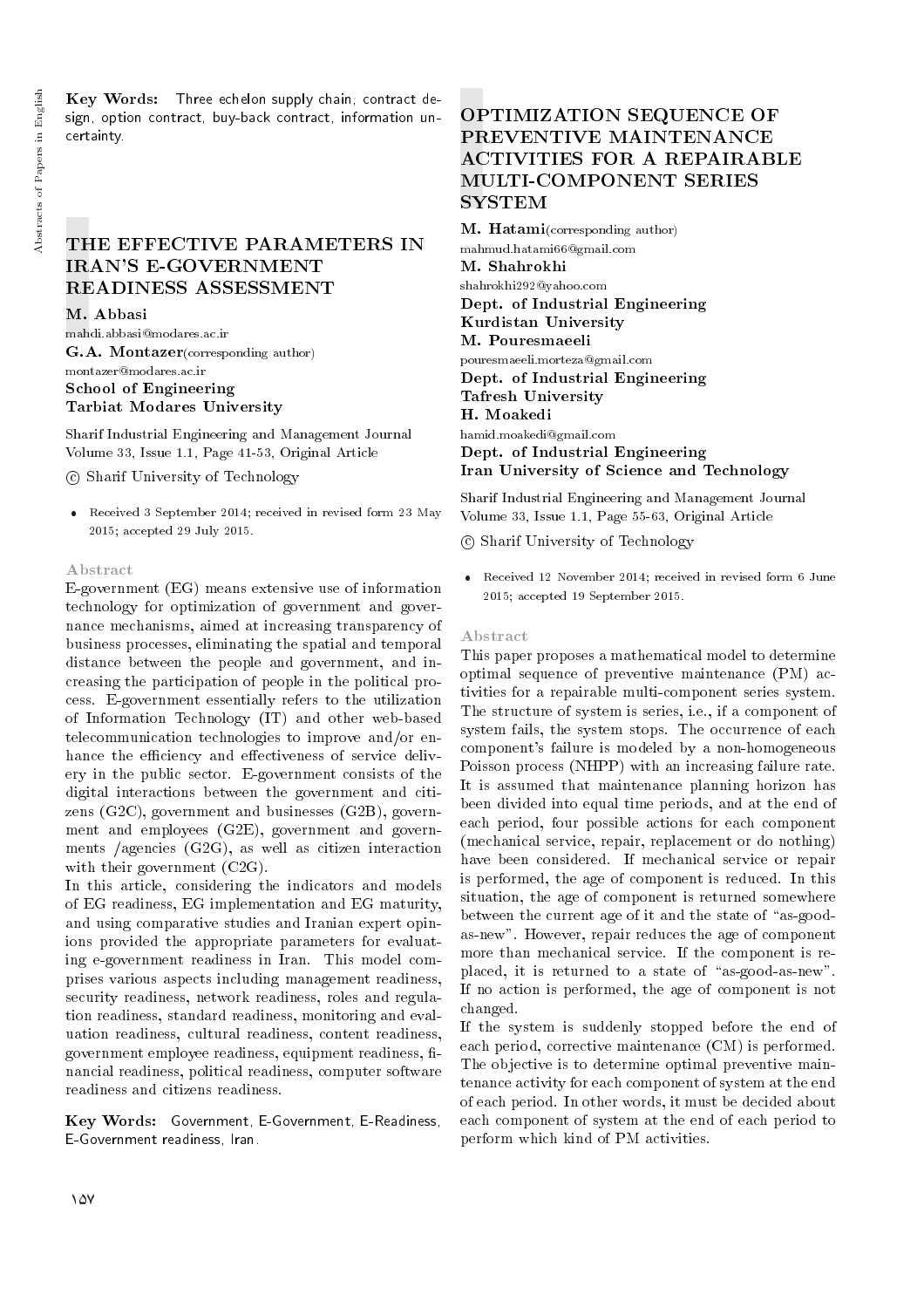**Key Words:** Three echelon supply chain, contract design, option contract, buy-back contract, information uncertainty.

## THE EFFECTIVE PARAMETERS IN IRAN'S E-GOVERNMENT READINESS ASSESSMENT

**M. Abbasi**
mahdi.abbasi@modares.ac.ir
**G.A. Montazer**(corresponding author)
montazer@modares.ac.ir
**School of Engineering**
**Tarbiat Modares University**

Sharif Industrial Engineering and Management Journal
Volume 33, Issue 1.1, Page 41-53, Original Article

© Sharif University of Technology

- Received 3 September 2014; received in revised form 23 May 2015; accepted 29 July 2015.

### Abstract

E-government (EG) means extensive use of information technology for optimization of government and governance mechanisms, aimed at increasing transparency of business processes, eliminating the spatial and temporal distance between the people and government, and increasing the participation of people in the political process. E-government essentially refers to the utilization of Information Technology (IT) and other web-based telecommunication technologies to improve and/or enhance the efficiency and effectiveness of service delivery in the public sector. E-government consists of the digital interactions between the government and citizens (G2C), government and businesses (G2B), government and employees (G2E), government and governments /agencies (G2G), as well as citizen interaction with their government (C2G).

In this article, considering the indicators and models of EG readiness, EG implementation and EG maturity, and using comparative studies and Iranian expert opinions provided the appropriate parameters for evaluating e-government readiness in Iran. This model comprises various aspects including management readiness, security readiness, network readiness, roles and regulation readiness, standard readiness, monitoring and evaluation readiness, cultural readiness, content readiness, government employee readiness, equipment readiness, financial readiness, political readiness, computer software readiness and citizens readiness.

**Key Words:** Government, E-Government, E-Readiness, E-Government readiness, Iran.

## OPTIMIZATION SEQUENCE OF PREVENTIVE MAINTENANCE ACTIVITIES FOR A REPAIRABLE MULTI-COMPONENT SERIES SYSTEM

**M. Hatami**(corresponding author)
mahmud.hatami66@gmail.com
**M. Shahrokhi**
shahrokhi292@yahoo.com
**Dept. of Industrial Engineering**
**Kurdistan University**
**M. Pouresmaeeli**
pouresmaeeli.morteza@gmail.com
**Dept. of Industrial Engineering**
**Tafresh University**
**H. Moakedi**
hamid.moakedi@gmail.com
**Dept. of Industrial Engineering**
**Iran University of Science and Technology**

Sharif Industrial Engineering and Management Journal
Volume 33, Issue 1.1, Page 55-63, Original Article

© Sharif University of Technology

- Received 12 November 2014; received in revised form 6 June 2015; accepted 19 September 2015.

### Abstract

This paper proposes a mathematical model to determine optimal sequence of preventive maintenance (PM) activities for a repairable multi-component series system. The structure of system is series, i.e., if a component of system fails, the system stops. The occurrence of each component's failure is modeled by a non-homogeneous Poisson process (NHPP) with an increasing failure rate. It is assumed that maintenance planning horizon has been divided into equal time periods, and at the end of each period, four possible actions for each component (mechanical service, repair, replacement or do nothing) have been considered. If mechanical service or repair is performed, the age of component is reduced. In this situation, the age of component is returned somewhere between the current age of it and the state of "as-good-as-new". However, repair reduces the age of component more than mechanical service. If the component is replaced, it is returned to a state of "as-good-as-new". If no action is performed, the age of component is not changed.

If the system is suddenly stopped before the end of each period, corrective maintenance (CM) is performed. The objective is to determine optimal preventive maintenance activity for each component of system at the end of each period. In other words, it must be decided about each component of system at the end of each period to perform which kind of PM activities.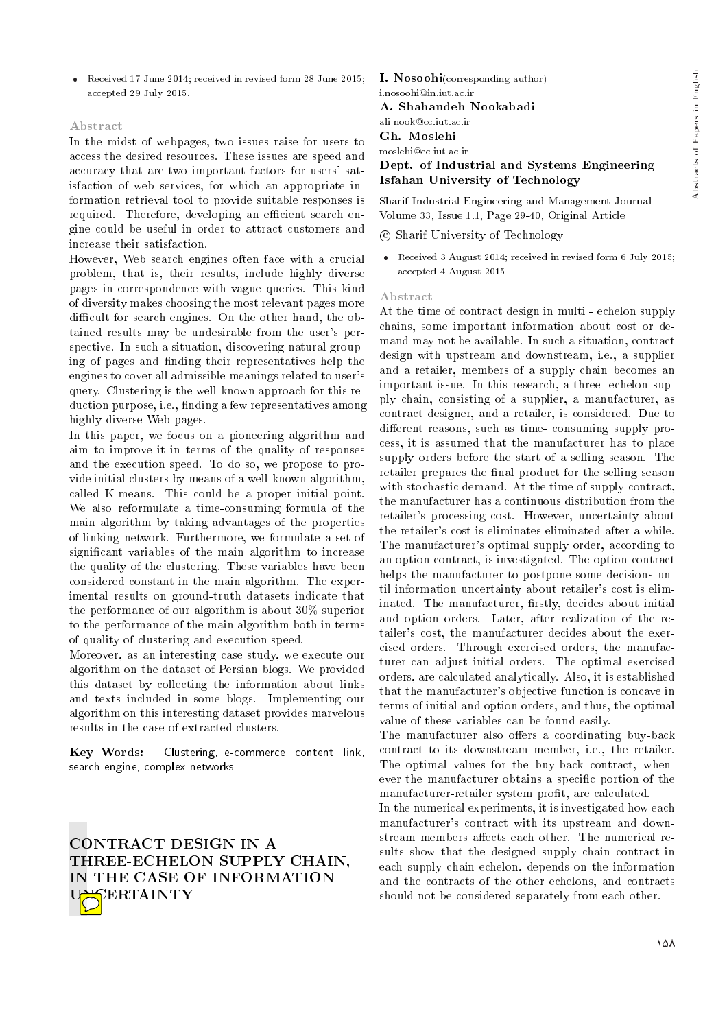- Received 17 June 2014; received in revised form 28 June 2015; accepted 29 July 2015.

### Abstract

In the midst of webpages, two issues raise for users to access the desired resources. These issues are speed and accuracy that are two important factors for users' satisfaction of web services, for which an appropriate information retrieval tool to provide suitable responses is required. Therefore, developing an efficient search engine could be useful in order to attract customers and increase their satisfaction.

However, Web search engines often face with a crucial problem, that is, their results, include highly diverse pages in correspondence with vague queries. This kind of diversity makes choosing the most relevant pages more difficult for search engines. On the other hand, the obtained results may be undesirable from the user's perspective. In such a situation, discovering natural grouping of pages and finding their representatives help the engines to cover all admissible meanings related to user's query. Clustering is the well-known approach for this reduction purpose, i.e., finding a few representatives among highly diverse Web pages.

In this paper, we focus on a pioneering algorithm and aim to improve it in terms of the quality of responses and the execution speed. To do so, we propose to provide initial clusters by means of a well-known algorithm, called K-means. This could be a proper initial point. We also reformulate a time-consuming formula of the main algorithm by taking advantages of the properties of linking network. Furthermore, we formulate a set of significant variables of the main algorithm to increase the quality of the clustering. These variables have been considered constant in the main algorithm. The experimental results on ground-truth datasets indicate that the performance of our algorithm is about 30% superior to the performance of the main algorithm both in terms of quality of clustering and execution speed.

Moreover, as an interesting case study, we execute our algorithm on the dataset of Persian blogs. We provided this dataset by collecting the information about links and texts included in some blogs. Implementing our algorithm on this interesting dataset provides marvelous results in the case of extracted clusters.

**Key Words:** Clustering, e-commerce, content, link, search engine, complex networks.

## CONTRACT DESIGN IN A THREE-ECHELON SUPPLY CHAIN, IN THE CASE OF INFORMATION UNCERTAINTY

**I. Nosoohi** (corresponding author)
i.nosoohi@in.iut.ac.ir
**A. Shahandeh Nookabadi**
ali-nook@cc.iut.ac.ir
**Gh. Moslehi**
moslehi@cc.iut.ac.ir
**Dept. of Industrial and Systems Engineering**
**Isfahan University of Technology**

Sharif Industrial Engineering and Management Journal
Volume 33, Issue 1.1, Page 29-40, Original Article

© Sharif University of Technology

- Received 3 August 2014; received in revised form 6 July 2015; accepted 4 August 2015.

### Abstract

At the time of contract design in multi - echelon supply chains, some important information about cost or demand may not be available. In such a situation, contract design with upstream and downstream, i.e., a supplier and a retailer, members of a supply chain becomes an important issue. In this research, a three- echelon supply chain, consisting of a supplier, a manufacturer, as contract designer, and a retailer, is considered. Due to different reasons, such as time- consuming supply process, it is assumed that the manufacturer has to place supply orders before the start of a selling season. The retailer prepares the final product for the selling season with stochastic demand. At the time of supply contract, the manufacturer has a continuous distribution from the retailer's processing cost. However, uncertainty about the retailer's cost is eliminates eliminated after a while. The manufacturer's optimal supply order, according to an option contract, is investigated. The option contract helps the manufacturer to postpone some decisions until information uncertainty about retailer's cost is eliminated. The manufacturer, firstly, decides about initial and option orders. Later, after realization of the retailer's cost, the manufacturer decides about the exercised orders. Through exercised orders, the manufacturer can adjust initial orders. The optimal exercised orders, are calculated analytically. Also, it is established that the manufacturer's objective function is concave in terms of initial and option orders, and thus, the optimal value of these variables can be found easily.

The manufacturer also offers a coordinating buy-back contract to its downstream member, i.e., the retailer. The optimal values for the buy-back contract, whenever the manufacturer obtains a specific portion of the manufacturer-retailer system profit, are calculated.

In the numerical experiments, it is investigated how each manufacturer's contract with its upstream and downstream members affects each other. The numerical results show that the designed supply chain contract in each supply chain echelon, depends on the information and the contracts of the other echelons, and contracts should not be considered separately from each other.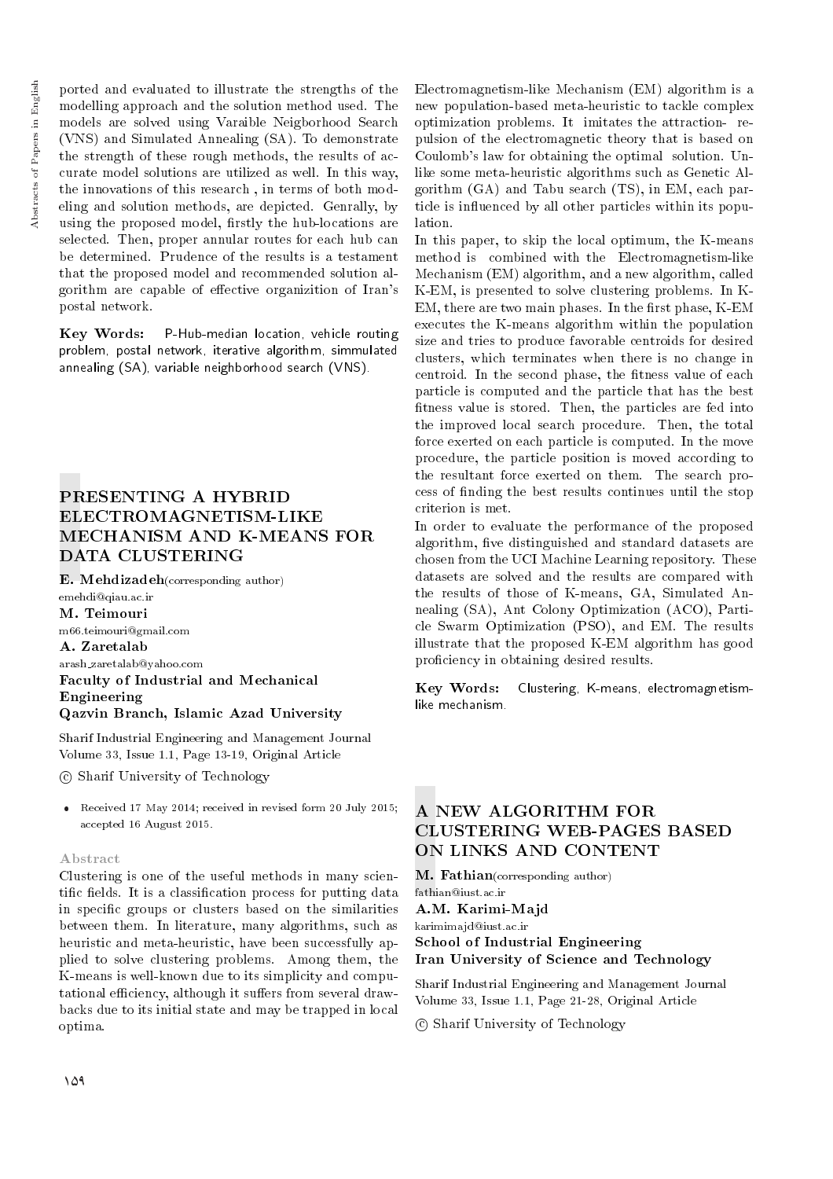ported and evaluated to illustrate the strengths of the modelling approach and the solution method used. The models are solved using Varaible Neigborhood Search (VNS) and Simulated Annealing (SA). To demonstrate the strength of these rough methods, the results of accurate model solutions are utilized as well. In this way, the innovations of this research , in terms of both modeling and solution methods, are depicted. Genrally, by using the proposed model, firstly the hub-locations are selected. Then, proper annular routes for each hub can be determined. Prudence of the results is a testament that the proposed model and recommended solution algorithm are capable of effective organizition of Iran's postal network.

**Key Words:** P-Hub-median location, vehicle routing problem, postal network, iterative algorithm, simmulated annealing (SA), variable neighborhood search (VNS).

## PRESENTING A HYBRID ELECTROMAGNETISM-LIKE MECHANISM AND K-MEANS FOR DATA CLUSTERING

**E. Mehdizadeh**(corresponding author)
emehdi@qiau.ac.ir
**M. Teimouri**
m66.teimouri@gmail.com
**A. Zaretalab**
arash_zaretalab@yahoo.com
**Faculty of Industrial and Mechanical Engineering**
**Qazvin Branch, Islamic Azad University**

Sharif Industrial Engineering and Management Journal
Volume 33, Issue 1.1, Page 13-19, Original Article

© Sharif University of Technology

- Received 17 May 2014; received in revised form 20 July 2015; accepted 16 August 2015.

### Abstract

Clustering is one of the useful methods in many scientific fields. It is a classification process for putting data in specific groups or clusters based on the similarities between them. In literature, many algorithms, such as heuristic and meta-heuristic, have been successfully applied to solve clustering problems. Among them, the K-means is well-known due to its simplicity and computational efficiency, although it suffers from several drawbacks due to its initial state and may be trapped in local optima.

Electromagnetism-like Mechanism (EM) algorithm is a new population-based meta-heuristic to tackle complex optimization problems. It imitates the attraction- repulsion of the electromagnetic theory that is based on Coulomb's law for obtaining the optimal solution. Unlike some meta-heuristic algorithms such as Genetic Algorithm (GA) and Tabu search (TS), in EM, each particle is influenced by all other particles within its population.

In this paper, to skip the local optimum, the K-means method is combined with the Electromagnetism-like Mechanism (EM) algorithm, and a new algorithm, called K-EM, is presented to solve clustering problems. In K-EM, there are two main phases. In the first phase, K-EM executes the K-means algorithm within the population size and tries to produce favorable centroids for desired clusters, which terminates when there is no change in centroid. In the second phase, the fitness value of each particle is computed and the particle that has the best fitness value is stored. Then, the particles are fed into the improved local search procedure. Then, the total force exerted on each particle is computed. In the move procedure, the particle position is moved according to the resultant force exerted on them. The search process of finding the best results continues until the stop criterion is met.

In order to evaluate the performance of the proposed algorithm, five distinguished and standard datasets are chosen from the UCI Machine Learning repository. These datasets are solved and the results are compared with the results of those of K-means, GA, Simulated Annealing (SA), Ant Colony Optimization (ACO), Particle Swarm Optimization (PSO), and EM. The results illustrate that the proposed K-EM algorithm has good proficiency in obtaining desired results.

**Key Words:** Clustering, K-means, electromagnetism-like mechanism.

## A NEW ALGORITHM FOR CLUSTERING WEB-PAGES BASED ON LINKS AND CONTENT

**M. Fathian**(corresponding author)
fathian@iust.ac.ir
**A.M. Karimi-Majd**
karimimajd@iust.ac.ir
**School of Industrial Engineering**
**Iran University of Science and Technology**

Sharif Industrial Engineering and Management Journal
Volume 33, Issue 1.1, Page 21-28, Original Article

© Sharif University of Technology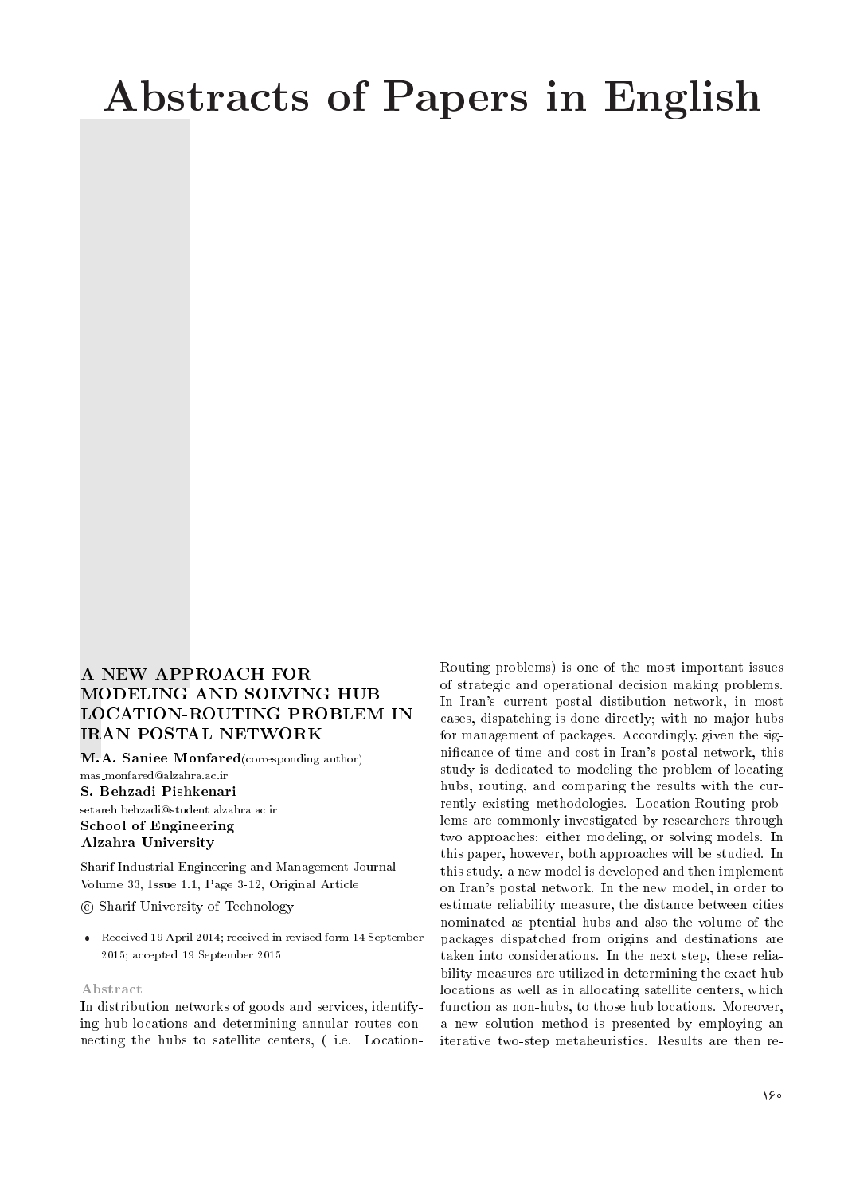# Abstracts of Papers in English

## A NEW APPROACH FOR MODELING AND SOLVING HUB LOCATION-ROUTING PROBLEM IN IRAN POSTAL NETWORK

**M.A. Saniee Monfared**(corresponding author)
mas_monfared@alzahra.ac.ir
**S. Behzadi Pishkenari**
setareh.behzadi@student.alzahra.ac.ir
**School of Engineering**
**Alzahra University**

Sharif Industrial Engineering and Management Journal
Volume 33, Issue 1.1, Page 3-12, Original Article

© Sharif University of Technology

- Received 19 April 2014; received in revised form 14 September 2015; accepted 19 September 2015.

### Abstract

In distribution networks of goods and services, identifying hub locations and determining annular routes connecting the hubs to satellite centers, ( i.e. Location-Routing problems) is one of the most important issues of strategic and operational decision making problems. In Iran's current postal distibution network, in most cases, dispatching is done directly; with no major hubs for management of packages. Accordingly, given the significance of time and cost in Iran's postal network, this study is dedicated to modeling the problem of locating hubs, routing, and comparing the results with the currently existing methodologies. Location-Routing problems are commonly investigated by researchers through two approaches: either modeling, or solving models. In this paper, however, both approaches will be studied. In this study, a new model is developed and then implement on Iran's postal network. In the new model, in order to estimate reliability measure, the distance between cities nominated as ptential hubs and also the volume of the packages dispatched from origins and destinations are taken into considerations. In the next step, these reliability measures are utilized in determining the exact hub locations as well as in allocating satellite centers, which function as non-hubs, to those hub locations. Moreover, a new solution method is presented by employing an iterative two-step metaheuristics. Results are then re-